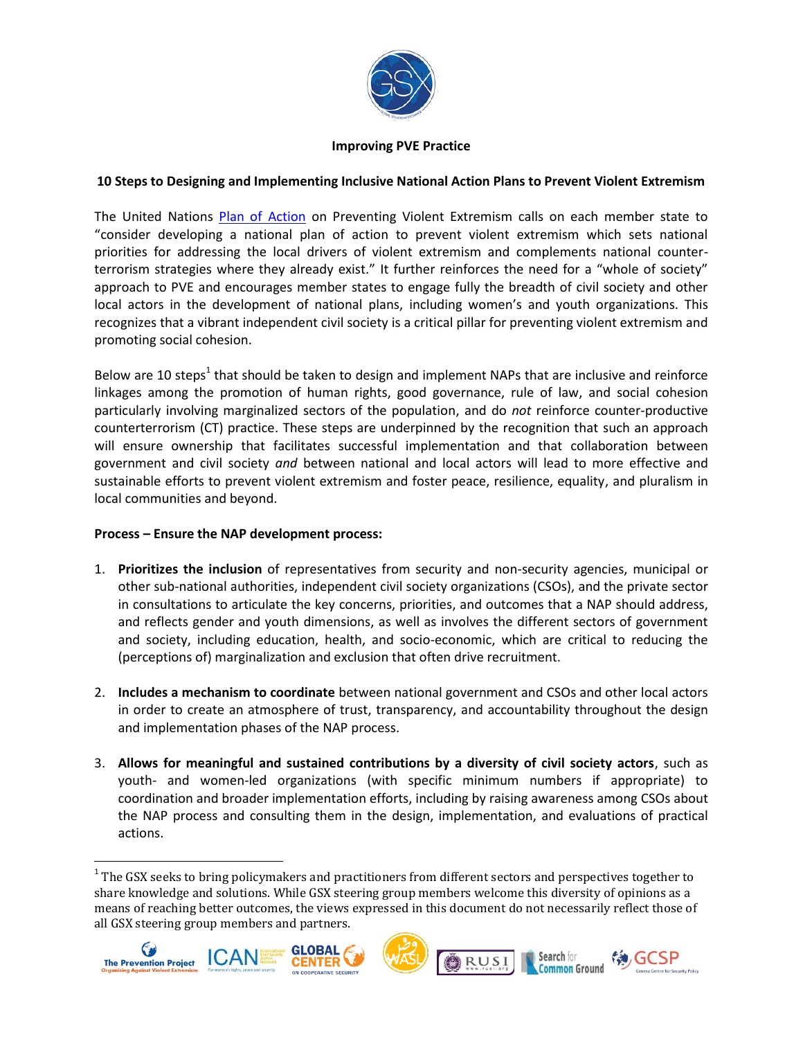**Improving PVE Practice**

**10 Steps to Designing and Implementing Inclusive National Action Plans to Prevent Violent Extremism**

The United Nations Plan of Action on Preventing Violent Extremism calls on each member state to "consider developing a national plan of action to prevent violent extremism which sets national priorities for addressing the local drivers of violent extremism and complements national counter-terrorism strategies where they already exist." It further reinforces the need for a "whole of society" approach to PVE and encourages member states to engage fully the breadth of civil society and other local actors in the development of national plans, including women's and youth organizations. This recognizes that a vibrant independent civil society is a critical pillar for preventing violent extremism and promoting social cohesion.

Below are 10 steps[1] that should be taken to design and implement NAPs that are inclusive and reinforce linkages among the promotion of human rights, good governance, rule of law, and social cohesion particularly involving marginalized sectors of the population, and do *not* reinforce counter-productive counterterrorism (CT) practice. These steps are underpinned by the recognition that such an approach will ensure ownership that facilitates successful implementation and that collaboration between government and civil society *and* between national and local actors will lead to more effective and sustainable efforts to prevent violent extremism and foster peace, resilience, equality, and pluralism in local communities and beyond.

**Process – Ensure the NAP development process:**

1. **Prioritizes the inclusion** of representatives from security and non-security agencies, municipal or other sub-national authorities, independent civil society organizations (CSOs), and the private sector in consultations to articulate the key concerns, priorities, and outcomes that a NAP should address, and reflects gender and youth dimensions, as well as involves the different sectors of government and society, including education, health, and socio-economic, which are critical to reducing the (perceptions of) marginalization and exclusion that often drive recruitment.

2. **Includes a mechanism to coordinate** between national government and CSOs and other local actors in order to create an atmosphere of trust, transparency, and accountability throughout the design and implementation phases of the NAP process.

3. **Allows for meaningful and sustained contributions by a diversity of civil society actors**, such as youth- and women-led organizations (with specific minimum numbers if appropriate) to coordination and broader implementation efforts, including by raising awareness among CSOs about the NAP process and consulting them in the design, implementation, and evaluations of practical actions.

[1] The GSX seeks to bring policymakers and practitioners from different sectors and perspectives together to share knowledge and solutions. While GSX steering group members welcome this diversity of opinions as a means of reaching better outcomes, the views expressed in this document do not necessarily reflect those of all GSX steering group members and partners.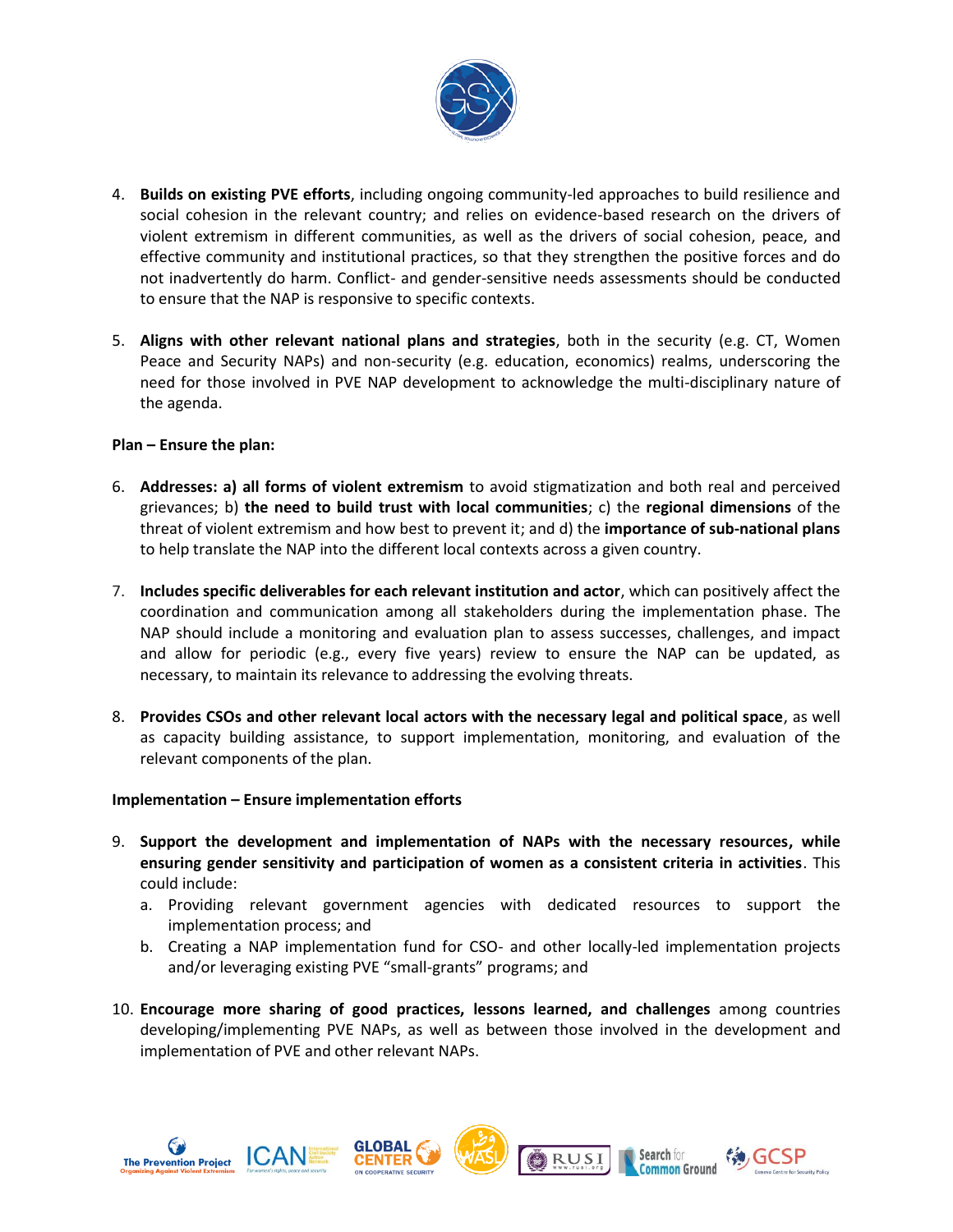4. **Builds on existing PVE efforts**, including ongoing community-led approaches to build resilience and social cohesion in the relevant country; and relies on evidence-based research on the drivers of violent extremism in different communities, as well as the drivers of social cohesion, peace, and effective community and institutional practices, so that they strengthen the positive forces and do not inadvertently do harm. Conflict- and gender-sensitive needs assessments should be conducted to ensure that the NAP is responsive to specific contexts.

5. **Aligns with other relevant national plans and strategies**, both in the security (e.g. CT, Women Peace and Security NAPs) and non-security (e.g. education, economics) realms, underscoring the need for those involved in PVE NAP development to acknowledge the multi-disciplinary nature of the agenda.

**Plan – Ensure the plan:**

6. **Addresses: a) all forms of violent extremism** to avoid stigmatization and both real and perceived grievances; b) **the need to build trust with local communities**; c) the **regional dimensions** of the threat of violent extremism and how best to prevent it; and d) the **importance of sub-national plans** to help translate the NAP into the different local contexts across a given country.

7. **Includes specific deliverables for each relevant institution and actor**, which can positively affect the coordination and communication among all stakeholders during the implementation phase. The NAP should include a monitoring and evaluation plan to assess successes, challenges, and impact and allow for periodic (e.g., every five years) review to ensure the NAP can be updated, as necessary, to maintain its relevance to addressing the evolving threats.

8. **Provides CSOs and other relevant local actors with the necessary legal and political space**, as well as capacity building assistance, to support implementation, monitoring, and evaluation of the relevant components of the plan.

**Implementation – Ensure implementation efforts**

9. **Support the development and implementation of NAPs with the necessary resources, while ensuring gender sensitivity and participation of women as a consistent criteria in activities**. This could include:
   a. Providing relevant government agencies with dedicated resources to support the implementation process; and
   b. Creating a NAP implementation fund for CSO- and other locally-led implementation projects and/or leveraging existing PVE "small-grants" programs; and

10. **Encourage more sharing of good practices, lessons learned, and challenges** among countries developing/implementing PVE NAPs, as well as between those involved in the development and implementation of PVE and other relevant NAPs.